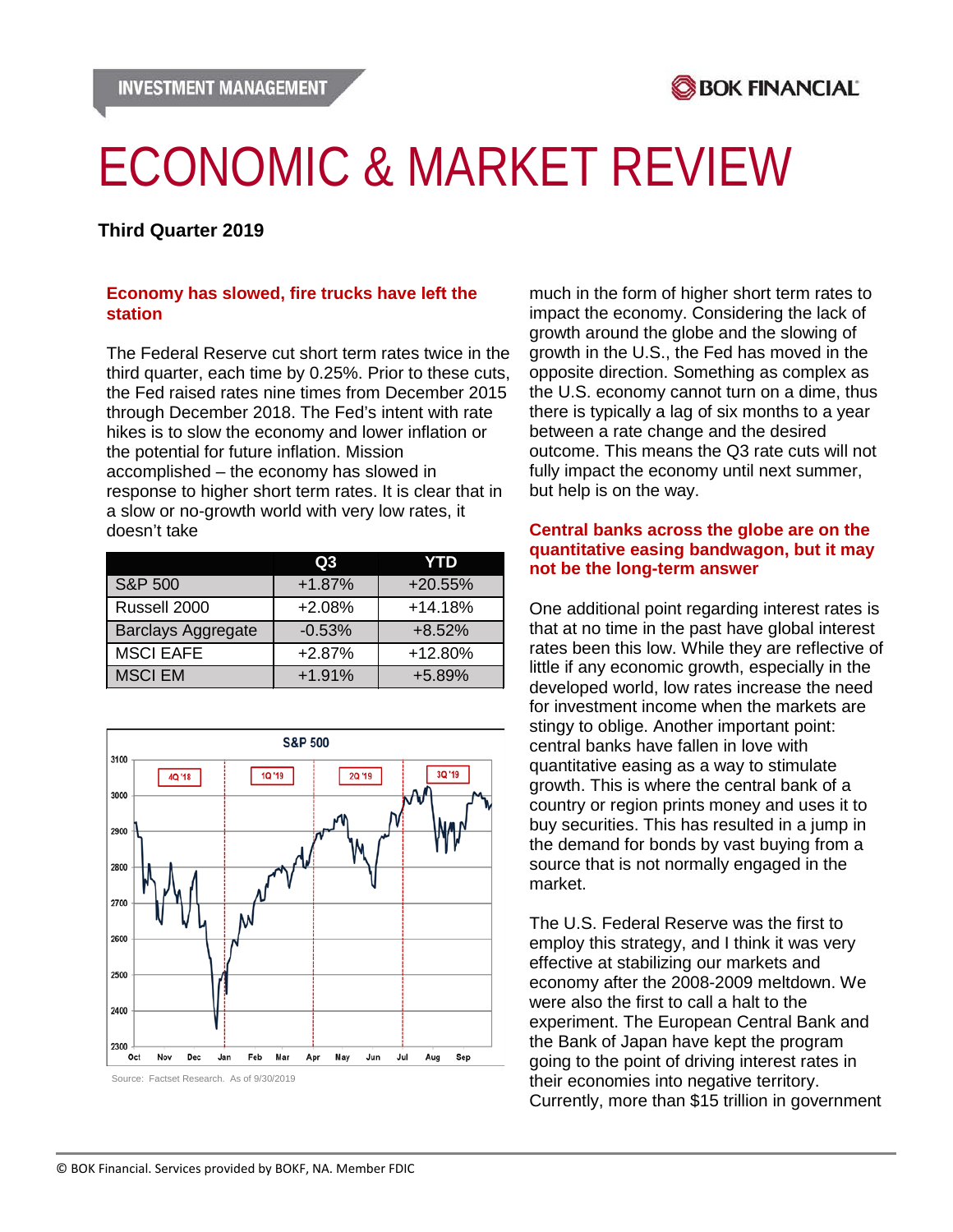# ECONOMIC & MARKET REVIEW

**Third Quarter 2019**

## Economy has slowed, fire trucks have left the station

The Federal Reserve cut short term rates twice in the third quarter, each time by 0.25%. Prior to these cuts, the Fed raised rates nine times from December 2015 through December 2018. The Fed's intent with rate hikes is to slow the economy and lower inflation or the potential for future inflation. Mission accomplished – the economy has slowed in response to higher short term rates. It is clear that in a slow or no-growth world with very low rates, it doesn't take much in the form of higher short term rates to impact the economy. Considering the lack of growth around the globe and the slowing of growth in the U.S., the Fed has moved in the opposite direction. Something as complex as the U.S. economy cannot turn on a dime, thus there is typically a lag of six months to a year between a rate change and the desired outcome. This means the Q3 rate cuts will not fully impact the economy until next summer, but help is on the way.

| | Q3 | YTD |
|---|---|---|
| S&P 500 | +1.87% | +20.55% |
| Russell 2000 | +2.08% | +14.18% |
| Barclays Aggregate | -0.53% | +8.52% |
| MSCI EAFE | +2.87% | +12.80% |
| MSCI EM | +1.91% | +5.89% |

Source: Factset Research. As of 9/30/2019

## Central banks across the globe are on the quantitative easing bandwagon, but it may not be the long-term answer

One additional point regarding interest rates is that at no time in the past have global interest rates been this low. While they are reflective of little if any economic growth, especially in the developed world, low rates increase the need for investment income when the markets are stingy to oblige. Another important point: central banks have fallen in love with quantitative easing as a way to stimulate growth. This is where the central bank of a country or region prints money and uses it to buy securities. This has resulted in a jump in the demand for bonds by vast buying from a source that is not normally engaged in the market.

The U.S. Federal Reserve was the first to employ this strategy, and I think it was very effective at stabilizing our markets and economy after the 2008-2009 meltdown. We were also the first to call a halt to the experiment. The European Central Bank and the Bank of Japan have kept the program going to the point of driving interest rates in their economies into negative territory. Currently, more than $15 trillion in government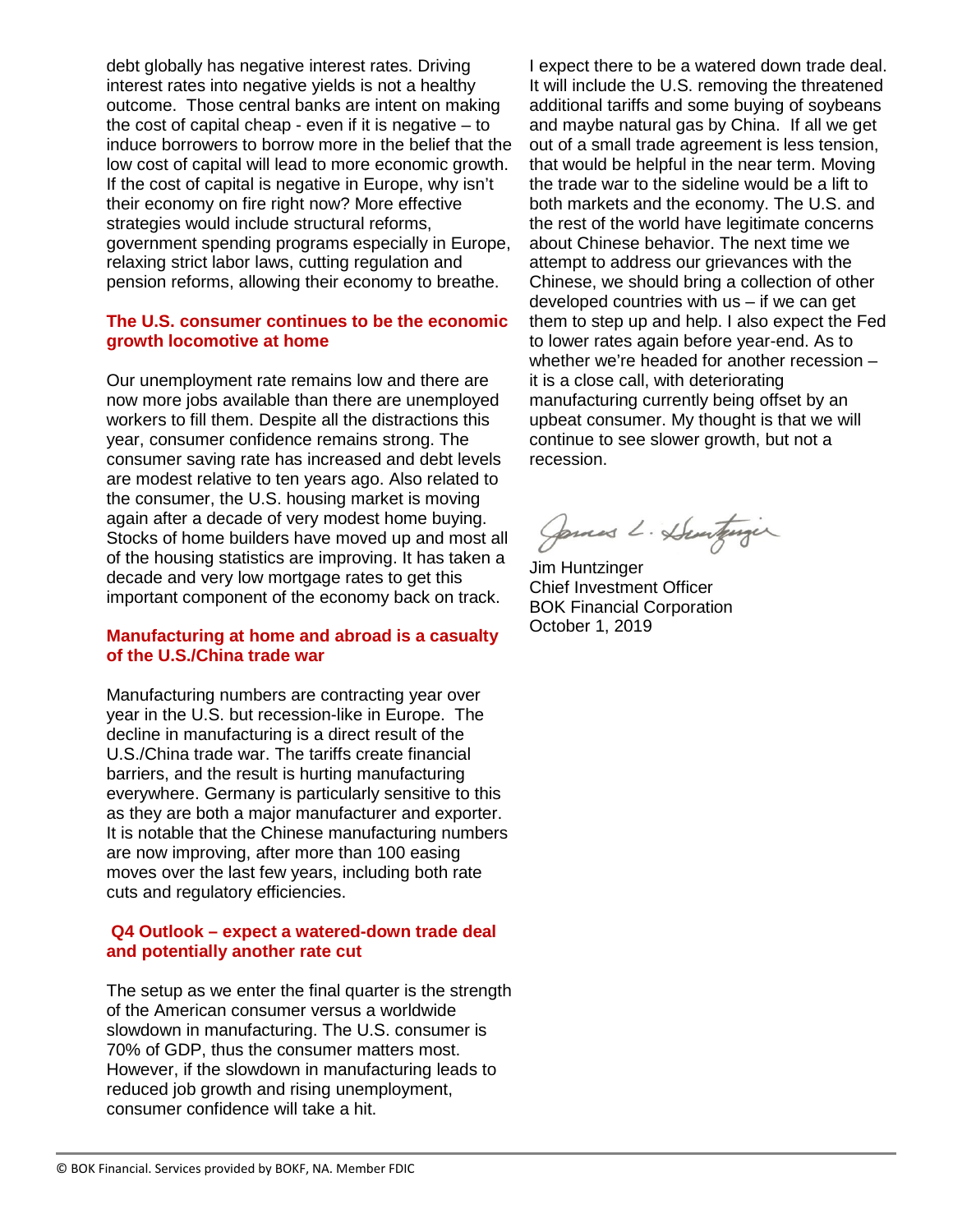debt globally has negative interest rates. Driving interest rates into negative yields is not a healthy outcome. Those central banks are intent on making the cost of capital cheap - even if it is negative – to induce borrowers to borrow more in the belief that the low cost of capital will lead to more economic growth. If the cost of capital is negative in Europe, why isn't their economy on fire right now? More effective strategies would include structural reforms, government spending programs especially in Europe, relaxing strict labor laws, cutting regulation and pension reforms, allowing their economy to breathe.

### The U.S. consumer continues to be the economic growth locomotive at home

Our unemployment rate remains low and there are now more jobs available than there are unemployed workers to fill them. Despite all the distractions this year, consumer confidence remains strong. The consumer saving rate has increased and debt levels are modest relative to ten years ago. Also related to the consumer, the U.S. housing market is moving again after a decade of very modest home buying. Stocks of home builders have moved up and most all of the housing statistics are improving. It has taken a decade and very low mortgage rates to get this important component of the economy back on track.

### Manufacturing at home and abroad is a casualty of the U.S./China trade war

Manufacturing numbers are contracting year over year in the U.S. but recession-like in Europe. The decline in manufacturing is a direct result of the U.S./China trade war. The tariffs create financial barriers, and the result is hurting manufacturing everywhere. Germany is particularly sensitive to this as they are both a major manufacturer and exporter. It is notable that the Chinese manufacturing numbers are now improving, after more than 100 easing moves over the last few years, including both rate cuts and regulatory efficiencies.

### Q4 Outlook – expect a watered-down trade deal and potentially another rate cut

The setup as we enter the final quarter is the strength of the American consumer versus a worldwide slowdown in manufacturing. The U.S. consumer is 70% of GDP, thus the consumer matters most. However, if the slowdown in manufacturing leads to reduced job growth and rising unemployment, consumer confidence will take a hit.

I expect there to be a watered down trade deal. It will include the U.S. removing the threatened additional tariffs and some buying of soybeans and maybe natural gas by China. If all we get out of a small trade agreement is less tension, that would be helpful in the near term. Moving the trade war to the sideline would be a lift to both markets and the economy. The U.S. and the rest of the world have legitimate concerns about Chinese behavior. The next time we attempt to address our grievances with the Chinese, we should bring a collection of other developed countries with us – if we can get them to step up and help. I also expect the Fed to lower rates again before year-end. As to whether we're headed for another recession – it is a close call, with deteriorating manufacturing currently being offset by an upbeat consumer. My thought is that we will continue to see slower growth, but not a recession.

James L. Huntzinger

Jim Huntzinger
Chief Investment Officer
BOK Financial Corporation
October 1, 2019

© BOK Financial. Services provided by BOKF, NA. Member FDIC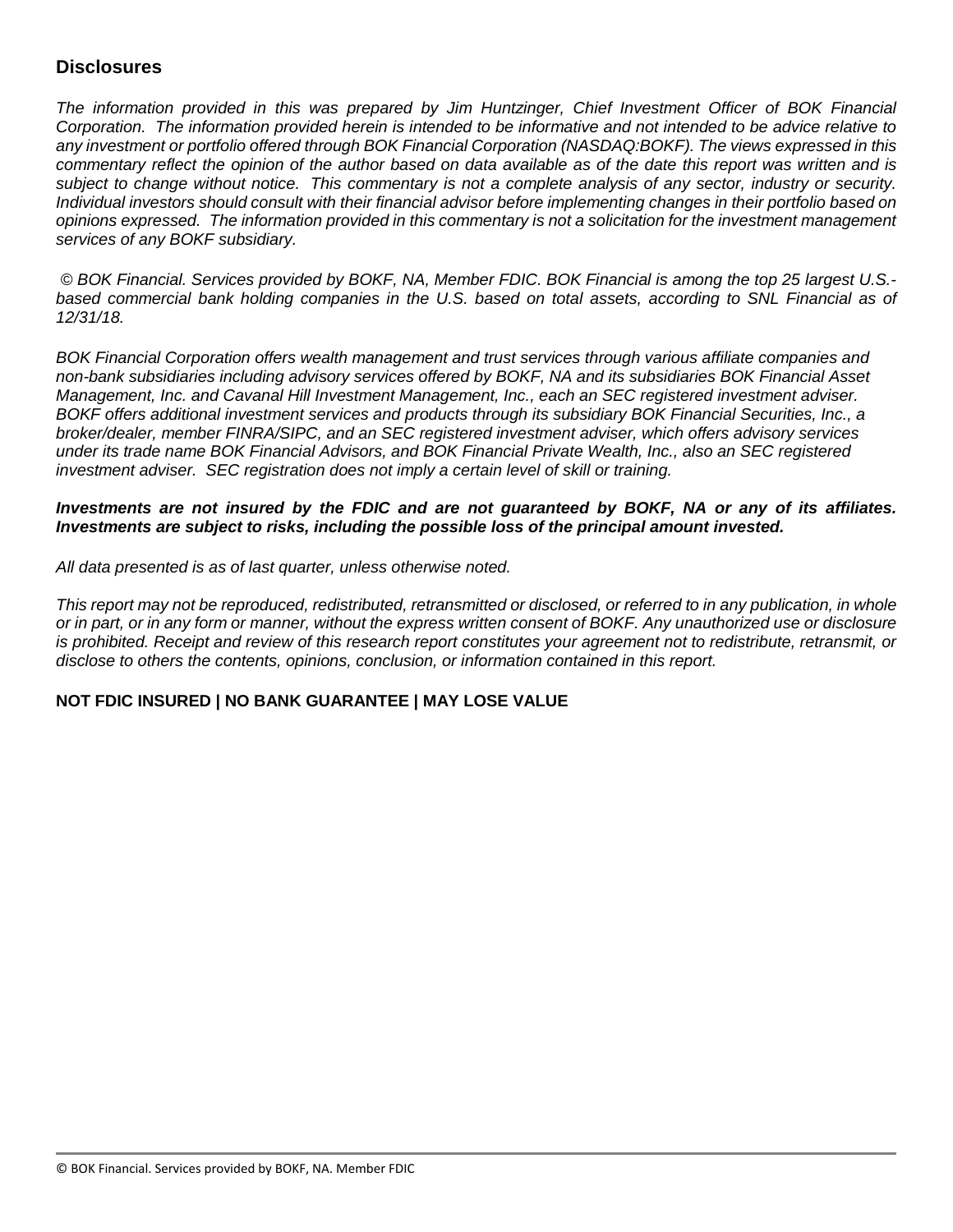## Disclosures

*The information provided in this was prepared by Jim Huntzinger, Chief Investment Officer of BOK Financial Corporation. The information provided herein is intended to be informative and not intended to be advice relative to any investment or portfolio offered through BOK Financial Corporation (NASDAQ:BOKF). The views expressed in this commentary reflect the opinion of the author based on data available as of the date this report was written and is subject to change without notice. This commentary is not a complete analysis of any sector, industry or security. Individual investors should consult with their financial advisor before implementing changes in their portfolio based on opinions expressed. The information provided in this commentary is not a solicitation for the investment management services of any BOKF subsidiary.*

*© BOK Financial. Services provided by BOKF, NA, Member FDIC. BOK Financial is among the top 25 largest U.S.-based commercial bank holding companies in the U.S. based on total assets, according to SNL Financial as of 12/31/18.*

*BOK Financial Corporation offers wealth management and trust services through various affiliate companies and non-bank subsidiaries including advisory services offered by BOKF, NA and its subsidiaries BOK Financial Asset Management, Inc. and Cavanal Hill Investment Management, Inc., each an SEC registered investment adviser. BOKF offers additional investment services and products through its subsidiary BOK Financial Securities, Inc., a broker/dealer, member FINRA/SIPC, and an SEC registered investment adviser, which offers advisory services under its trade name BOK Financial Advisors, and BOK Financial Private Wealth, Inc., also an SEC registered investment adviser. SEC registration does not imply a certain level of skill or training.*

***Investments are not insured by the FDIC and are not guaranteed by BOKF, NA or any of its affiliates. Investments are subject to risks, including the possible loss of the principal amount invested.***

*All data presented is as of last quarter, unless otherwise noted.*

*This report may not be reproduced, redistributed, retransmitted or disclosed, or referred to in any publication, in whole or in part, or in any form or manner, without the express written consent of BOKF. Any unauthorized use or disclosure is prohibited. Receipt and review of this research report constitutes your agreement not to redistribute, retransmit, or disclose to others the contents, opinions, conclusion, or information contained in this report.*

**NOT FDIC INSURED | NO BANK GUARANTEE | MAY LOSE VALUE**